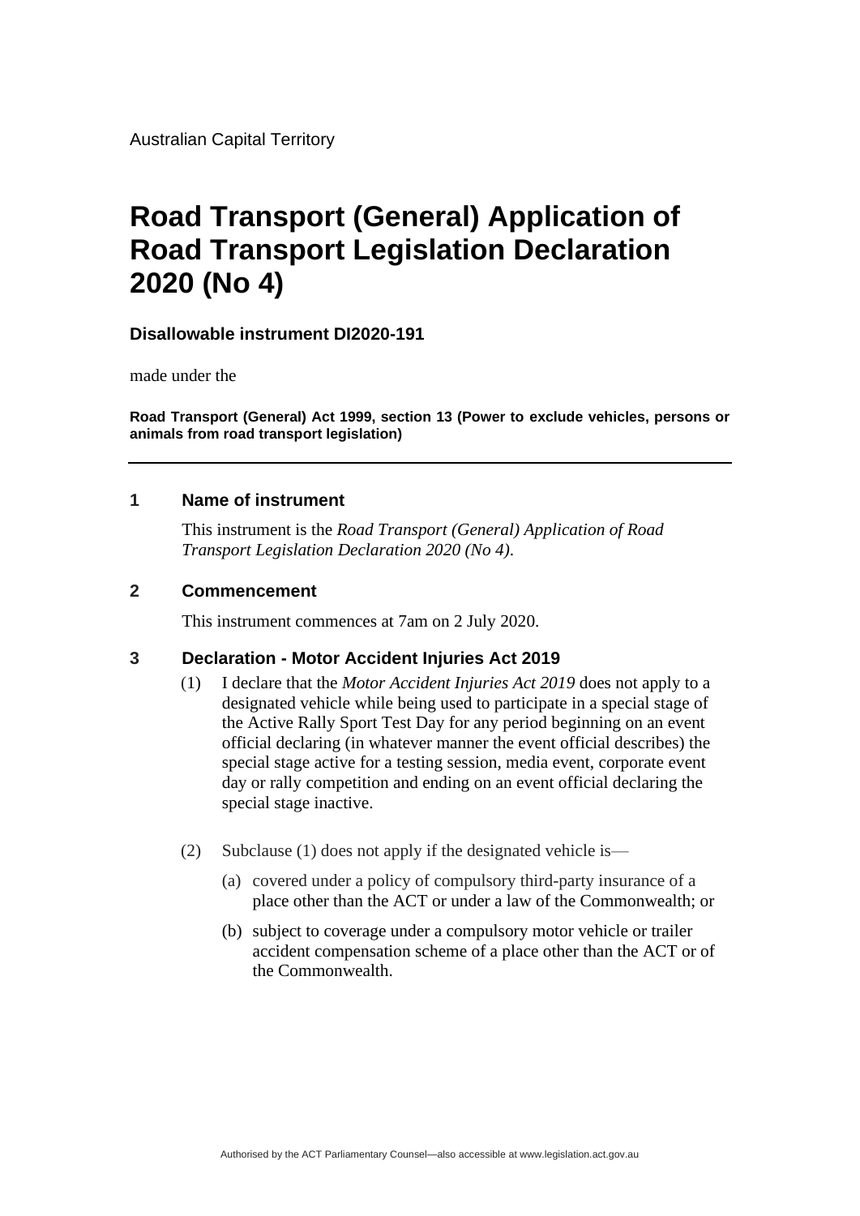Australian Capital Territory

# Road Transport (General) Application of Road Transport Legislation Declaration 2020 (No 4)

**Disallowable instrument DI2020-191**

made under the

**Road Transport (General) Act 1999, section 13 (Power to exclude vehicles, persons or animals from road transport legislation)**

---

## 1 Name of instrument

This instrument is the *Road Transport (General) Application of Road Transport Legislation Declaration 2020 (No 4)*.

## 2 Commencement

This instrument commences at 7am on 2 July 2020.

## 3 Declaration - Motor Accident Injuries Act 2019

(1) I declare that the *Motor Accident Injuries Act 2019* does not apply to a designated vehicle while being used to participate in a special stage of the Active Rally Sport Test Day for any period beginning on an event official declaring (in whatever manner the event official describes) the special stage active for a testing session, media event, corporate event day or rally competition and ending on an event official declaring the special stage inactive.

(2) Subclause (1) does not apply if the designated vehicle is—

(a) covered under a policy of compulsory third-party insurance of a place other than the ACT or under a law of the Commonwealth; or

(b) subject to coverage under a compulsory motor vehicle or trailer accident compensation scheme of a place other than the ACT or of the Commonwealth.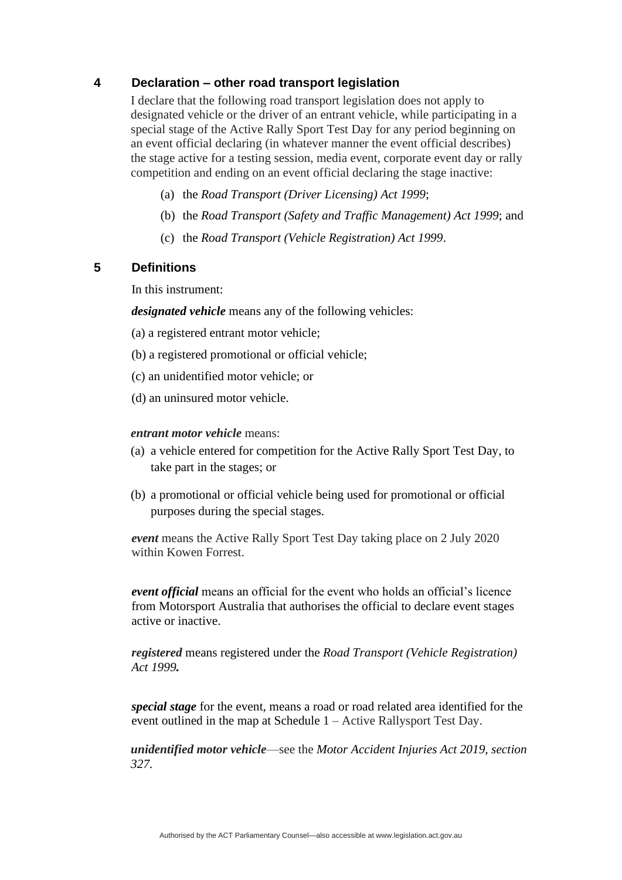## 4 Declaration – other road transport legislation

I declare that the following road transport legislation does not apply to designated vehicle or the driver of an entrant vehicle, while participating in a special stage of the Active Rally Sport Test Day for any period beginning on an event official declaring (in whatever manner the event official describes) the stage active for a testing session, media event, corporate event day or rally competition and ending on an event official declaring the stage inactive:

(a) the *Road Transport (Driver Licensing) Act 1999*;

(b) the *Road Transport (Safety and Traffic Management) Act 1999*; and

(c) the *Road Transport (Vehicle Registration) Act 1999*.

## 5 Definitions

In this instrument:

***designated vehicle*** means any of the following vehicles:

(a) a registered entrant motor vehicle;

(b) a registered promotional or official vehicle;

(c) an unidentified motor vehicle; or

(d) an uninsured motor vehicle.

***entrant motor vehicle*** means:

(a) a vehicle entered for competition for the Active Rally Sport Test Day, to take part in the stages; or

(b) a promotional or official vehicle being used for promotional or official purposes during the special stages.

***event*** means the Active Rally Sport Test Day taking place on 2 July 2020 within Kowen Forrest.

***event official*** means an official for the event who holds an official's licence from Motorsport Australia that authorises the official to declare event stages active or inactive.

***registered*** means registered under the *Road Transport (Vehicle Registration) Act 1999.*

***special stage*** for the event, means a road or road related area identified for the event outlined in the map at Schedule 1 – Active Rallysport Test Day.

***unidentified motor vehicle***—see the *Motor Accident Injuries Act 2019, section 327.*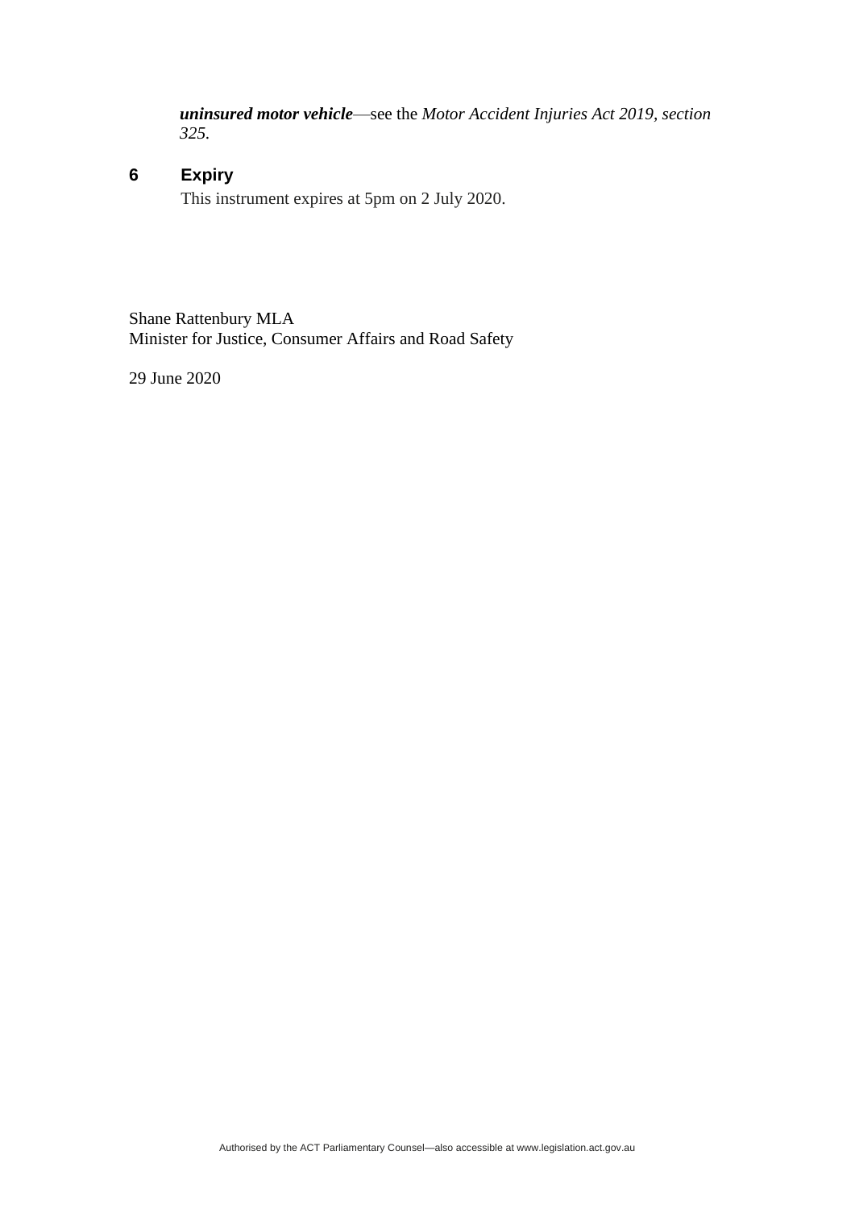***uninsured motor vehicle***—see the *Motor Accident Injuries Act 2019, section 325.*

## 6 Expiry

This instrument expires at 5pm on 2 July 2020.

Shane Rattenbury MLA
Minister for Justice, Consumer Affairs and Road Safety

29 June 2020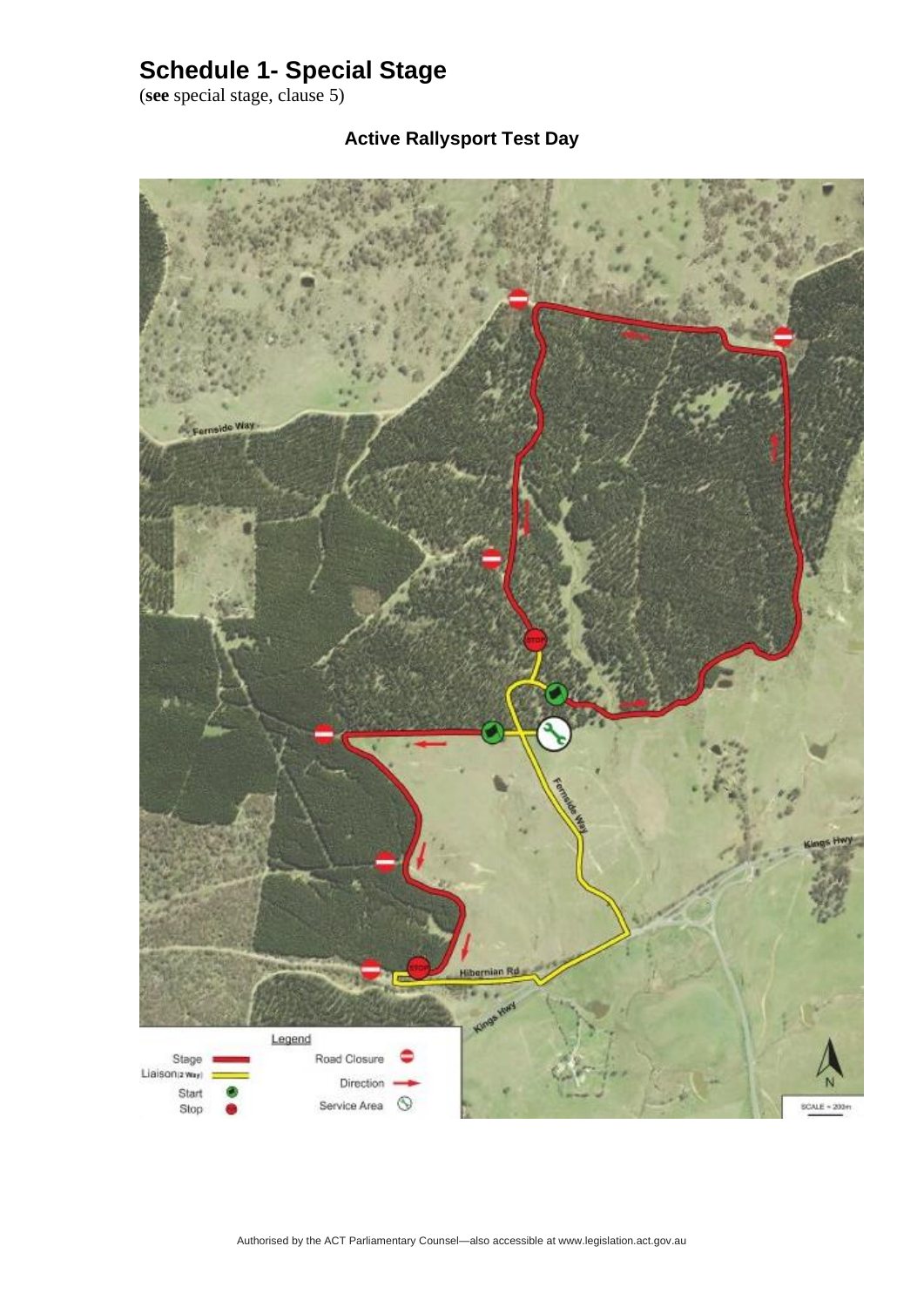# Schedule 1- Special Stage

(**see** special stage, clause 5)

## Active Rallysport Test Day

Fernside Way

Fernside Way

Kings Hwy

Hibernian Rd

Kings Hwy

Legend

Stage

Liaison (2 Way)

Start

Stop

Road Closure

Direction

Service Area

N

SCALE = 200m

Authorised by the ACT Parliamentary Counsel—also accessible at www.legislation.act.gov.au